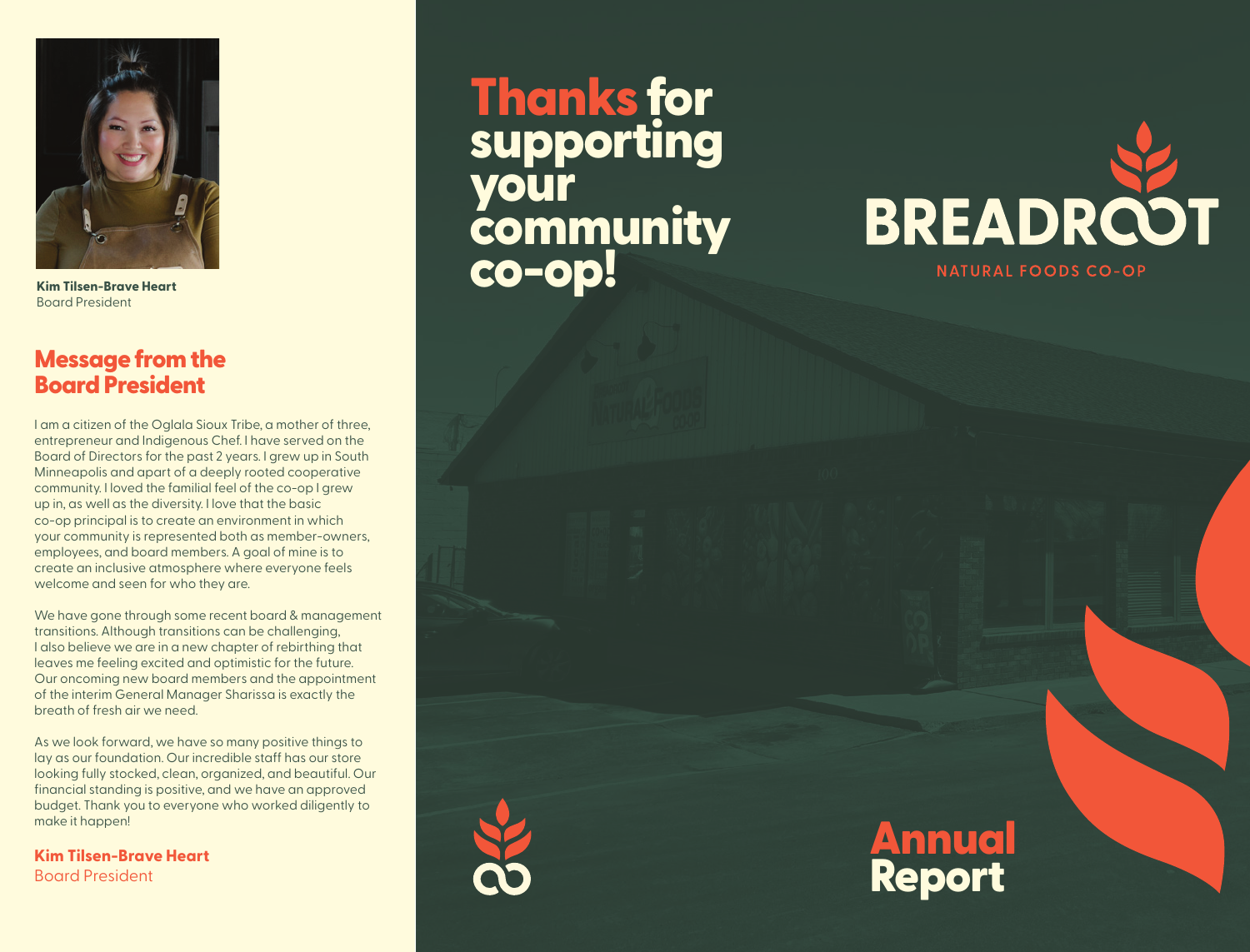**Kim Tilsen-Brave Heart**
Board President

## Message from the Board President

I am a citizen of the Oglala Sioux Tribe, a mother of three, entrepreneur and Indigenous Chef. I have served on the Board of Directors for the past 2 years. I grew up in South Minneapolis and apart of a deeply rooted cooperative community. I loved the familial feel of the co-op I grew up in, as well as the diversity. I love that the basic co-op principal is to create an environment in which your community is represented both as member-owners, employees, and board members. A goal of mine is to create an inclusive atmosphere where everyone feels welcome and seen for who they are.

We have gone through some recent board & management transitions. Although transitions can be challenging, I also believe we are in a new chapter of rebirthing that leaves me feeling excited and optimistic for the future. Our oncoming new board members and the appointment of the interim General Manager Sharissa is exactly the breath of fresh air we need.

As we look forward, we have so many positive things to lay as our foundation. Our incredible staff has our store looking fully stocked, clean, organized, and beautiful. Our financial standing is positive, and we have an approved budget. Thank you to everyone who worked diligently to make it happen!

**Kim Tilsen-Brave Heart**
Board President

# Thanks for supporting your community co-op!

BREADROOT
NATURAL FOODS CO-OP

# Annual Report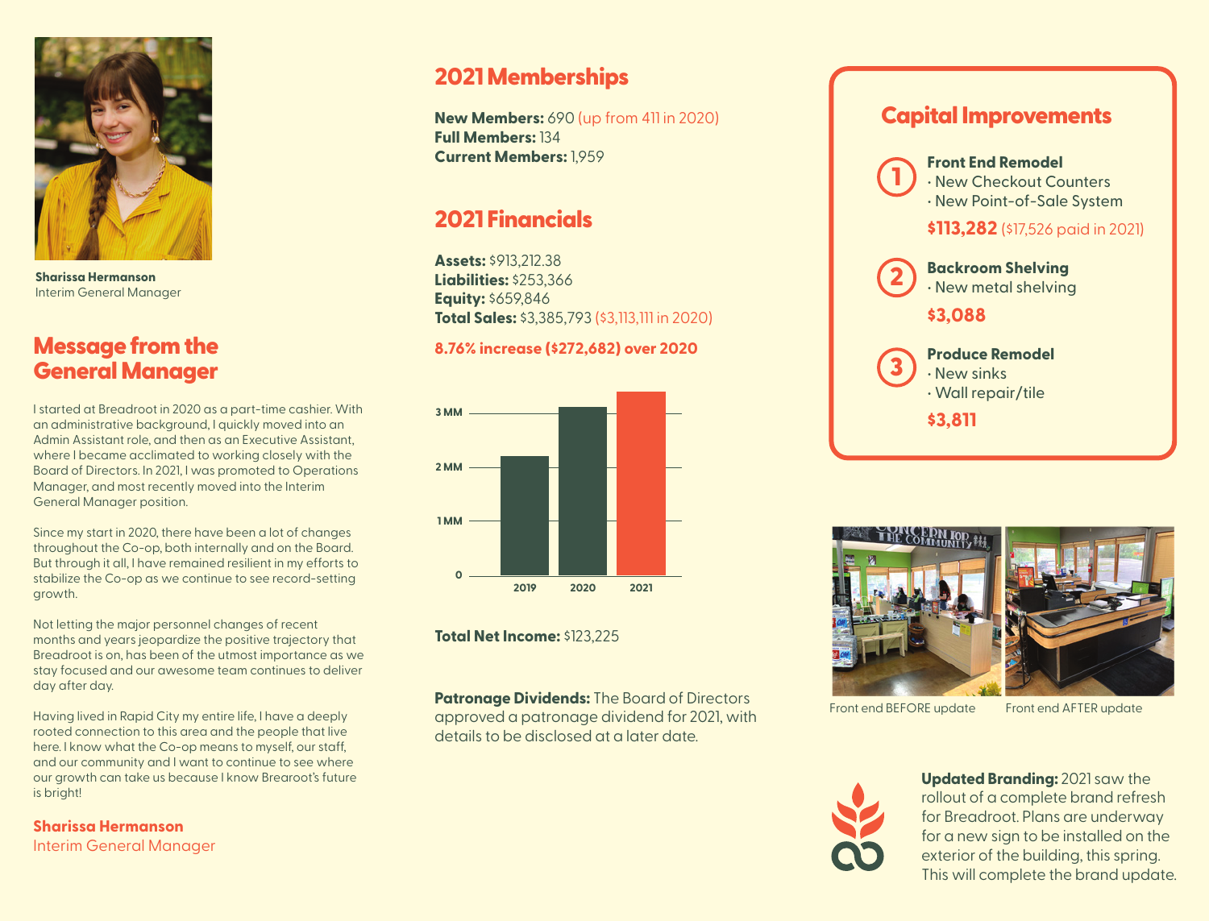**Sharissa Hermanson**
Interim General Manager

## Message from the General Manager

I started at Breadroot in 2020 as a part-time cashier. With an administrative background, I quickly moved into an Admin Assistant role, and then as an Executive Assistant, where I became acclimated to working closely with the Board of Directors. In 2021, I was promoted to Operations Manager, and most recently moved into the Interim General Manager position.

Since my start in 2020, there have been a lot of changes throughout the Co-op, both internally and on the Board. But through it all, I have remained resilient in my efforts to stabilize the Co-op as we continue to see record-setting growth.

Not letting the major personnel changes of recent months and years jeopardize the positive trajectory that Breadroot is on, has been of the utmost importance as we stay focused and our awesome team continues to deliver day after day.

Having lived in Rapid City my entire life, I have a deeply rooted connection to this area and the people that live here. I know what the Co-op means to myself, our staff, and our community and I want to continue to see where our growth can take us because I know Brearoot's future is bright!

**Sharissa Hermanson**
Interim General Manager

## 2021 Memberships

**New Members:** 690 (up from 411 in 2020)
**Full Members:** 134
**Current Members:** 1,959

## 2021 Financials

**Assets:** $913,212.38
**Liabilities:** $253,366
**Equity:** $659,846
**Total Sales:** $3,385,793 ($3,113,111 in 2020)

**8.76% increase ($272,682) over 2020**

3 MM
2 MM
1 MM
0
2019
2020
2021

**Total Net Income:** $123,225

**Patronage Dividends:** The Board of Directors approved a patronage dividend for 2021, with details to be disclosed at a later date.

## Capital Improvements

1. **Front End Remodel**
   - New Checkout Counters
   - New Point-of-Sale System

   **$113,282** ($17,526 paid in 2021)

2. **Backroom Shelving**
   - New metal shelving

   **$3,088**

3. **Produce Remodel**
   - New sinks
   - Wall repair/tile

   **$3,811**

Front end BEFORE update

Front end AFTER update

**Updated Branding:** 2021 saw the rollout of a complete brand refresh for Breadroot. Plans are underway for a new sign to be installed on the exterior of the building, this spring. This will complete the brand update.